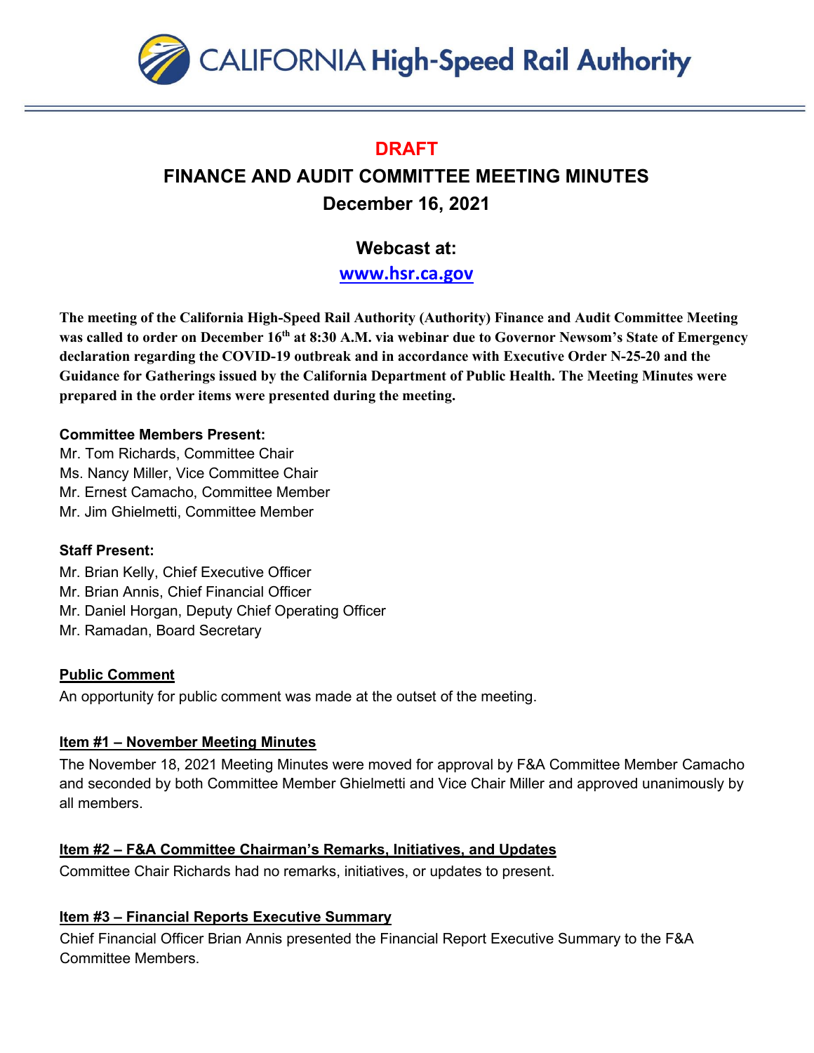# CALIFORNIA High-Speed Rail Authority

**DRAFT**

## FINANCE AND AUDIT COMMITTEE MEETING MINUTES

## December 16, 2021

### Webcast at:

### www.hsr.ca.gov

**The meeting of the California High-Speed Rail Authority (Authority) Finance and Audit Committee Meeting was called to order on December 16th at 8:30 A.M. via webinar due to Governor Newsom's State of Emergency declaration regarding the COVID-19 outbreak and in accordance with Executive Order N-25-20 and the Guidance for Gatherings issued by the California Department of Public Health. The Meeting Minutes were prepared in the order items were presented during the meeting.**

**Committee Members Present:**

Mr. Tom Richards, Committee Chair
Ms. Nancy Miller, Vice Committee Chair
Mr. Ernest Camacho, Committee Member
Mr. Jim Ghielmetti, Committee Member

**Staff Present:**

Mr. Brian Kelly, Chief Executive Officer
Mr. Brian Annis, Chief Financial Officer
Mr. Daniel Horgan, Deputy Chief Operating Officer
Mr. Ramadan, Board Secretary

**Public Comment**

An opportunity for public comment was made at the outset of the meeting.

**Item #1 – November Meeting Minutes**

The November 18, 2021 Meeting Minutes were moved for approval by F&A Committee Member Camacho and seconded by both Committee Member Ghielmetti and Vice Chair Miller and approved unanimously by all members.

**Item #2 – F&A Committee Chairman's Remarks, Initiatives, and Updates**

Committee Chair Richards had no remarks, initiatives, or updates to present.

**Item #3 – Financial Reports Executive Summary**

Chief Financial Officer Brian Annis presented the Financial Report Executive Summary to the F&A Committee Members.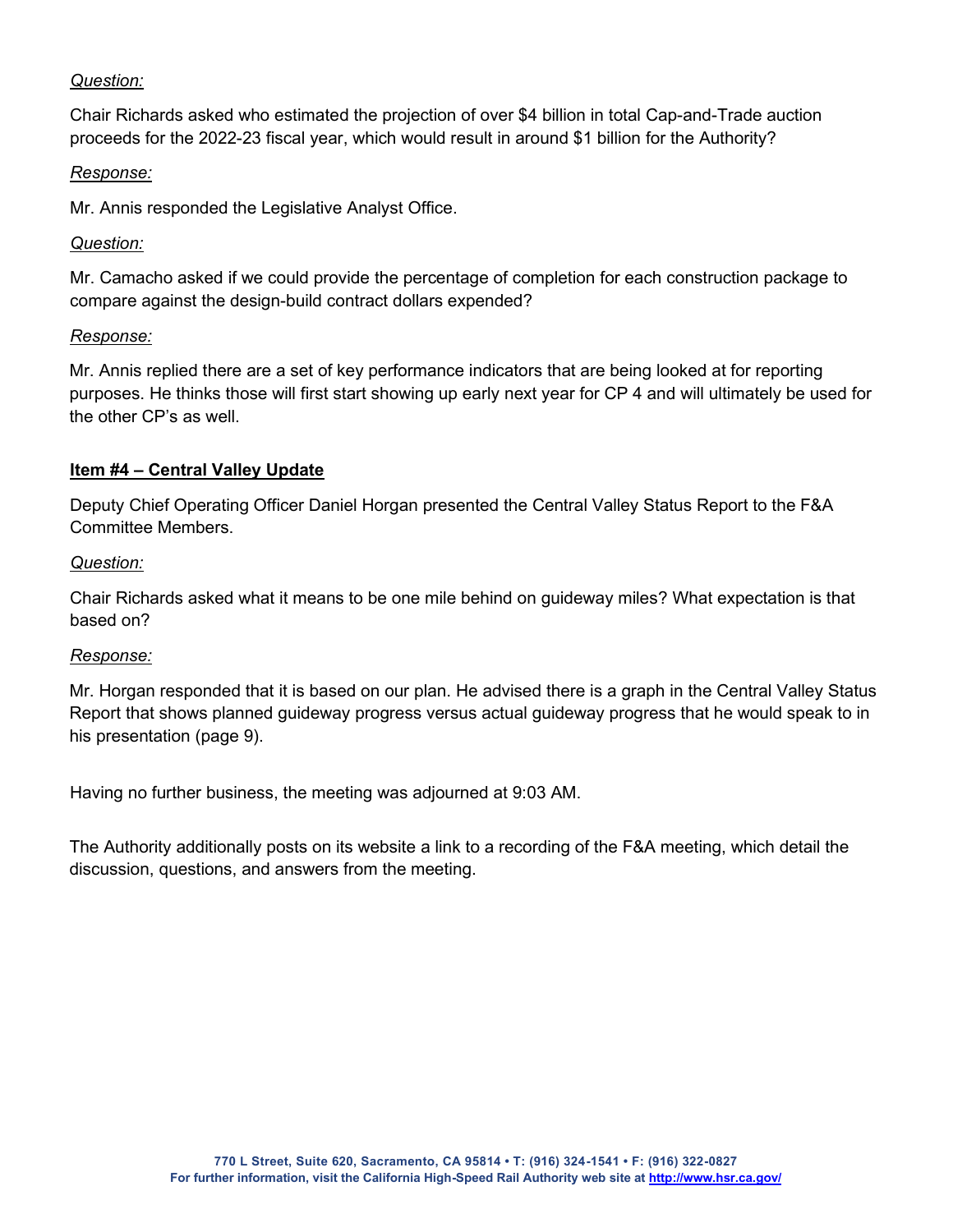*Question:*

Chair Richards asked who estimated the projection of over $4 billion in total Cap-and-Trade auction proceeds for the 2022-23 fiscal year, which would result in around $1 billion for the Authority?

*Response:*

Mr. Annis responded the Legislative Analyst Office.

*Question:*

Mr. Camacho asked if we could provide the percentage of completion for each construction package to compare against the design-build contract dollars expended?

*Response:*

Mr. Annis replied there are a set of key performance indicators that are being looked at for reporting purposes. He thinks those will first start showing up early next year for CP 4 and will ultimately be used for the other CP's as well.

**Item #4 – Central Valley Update**

Deputy Chief Operating Officer Daniel Horgan presented the Central Valley Status Report to the F&A Committee Members.

*Question:*

Chair Richards asked what it means to be one mile behind on guideway miles? What expectation is that based on?

*Response:*

Mr. Horgan responded that it is based on our plan. He advised there is a graph in the Central Valley Status Report that shows planned guideway progress versus actual guideway progress that he would speak to in his presentation (page 9).

Having no further business, the meeting was adjourned at 9:03 AM.

The Authority additionally posts on its website a link to a recording of the F&A meeting, which detail the discussion, questions, and answers from the meeting.